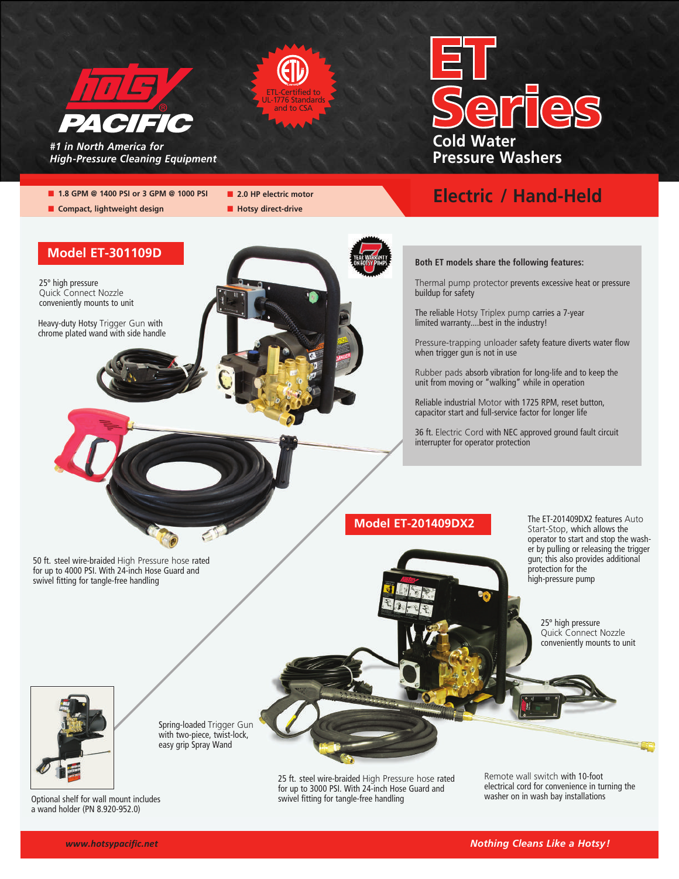# hotsy PACIFIC

*#1 in North America for High-Pressure Cleaning Equipment*

ETL-Certified to UL-1776 Standards and to CSA

# ET Series

## Cold Water Pressure Washers

- 1.8 GPM @ 1400 PSI or 3 GPM @ 1000 PSI
- Compact, lightweight design
- 2.0 HP electric motor
- Hotsy direct-drive

## Electric / Hand-Held

## Model ET-301109D

7 YEAR WARRANTY ON HOTSY PUMPS

25° high pressure Quick Connect Nozzle conveniently mounts to unit

Heavy-duty Hotsy Trigger Gun with chrome plated wand with side handle

50 ft. steel wire-braided High Pressure hose rated for up to 4000 PSI. With 24-inch Hose Guard and swivel fitting for tangle-free handling

**Both ET models share the following features:**

Thermal pump protector prevents excessive heat or pressure buildup for safety

The reliable Hotsy Triplex pump carries a 7-year limited warranty....best in the industry!

Pressure-trapping unloader safety feature diverts water flow when trigger gun is not in use

Rubber pads absorb vibration for long-life and to keep the unit from moving or "walking" while in operation

Reliable industrial Motor with 1725 RPM, reset button, capacitor start and full-service factor for longer life

36 ft. Electric Cord with NEC approved ground fault circuit interrupter for operator protection

## Model ET-201409DX2

The ET-201409DX2 features Auto Start-Stop, which allows the operator to start and stop the washer by pulling or releasing the trigger gun; this also provides additional protection for the high-pressure pump

25° high pressure Quick Connect Nozzle conveniently mounts to unit

Spring-loaded Trigger Gun with two-piece, twist-lock, easy grip Spray Wand

25 ft. steel wire-braided High Pressure hose rated for up to 3000 PSI. With 24-inch Hose Guard and swivel fitting for tangle-free handling

Remote wall switch with 10-foot electrical cord for convenience in turning the washer on in wash bay installations

Optional shelf for wall mount includes a wand holder (PN 8.920-952.0)

*www.hotsypacific.net*

*Nothing Cleans Like a Hotsy!*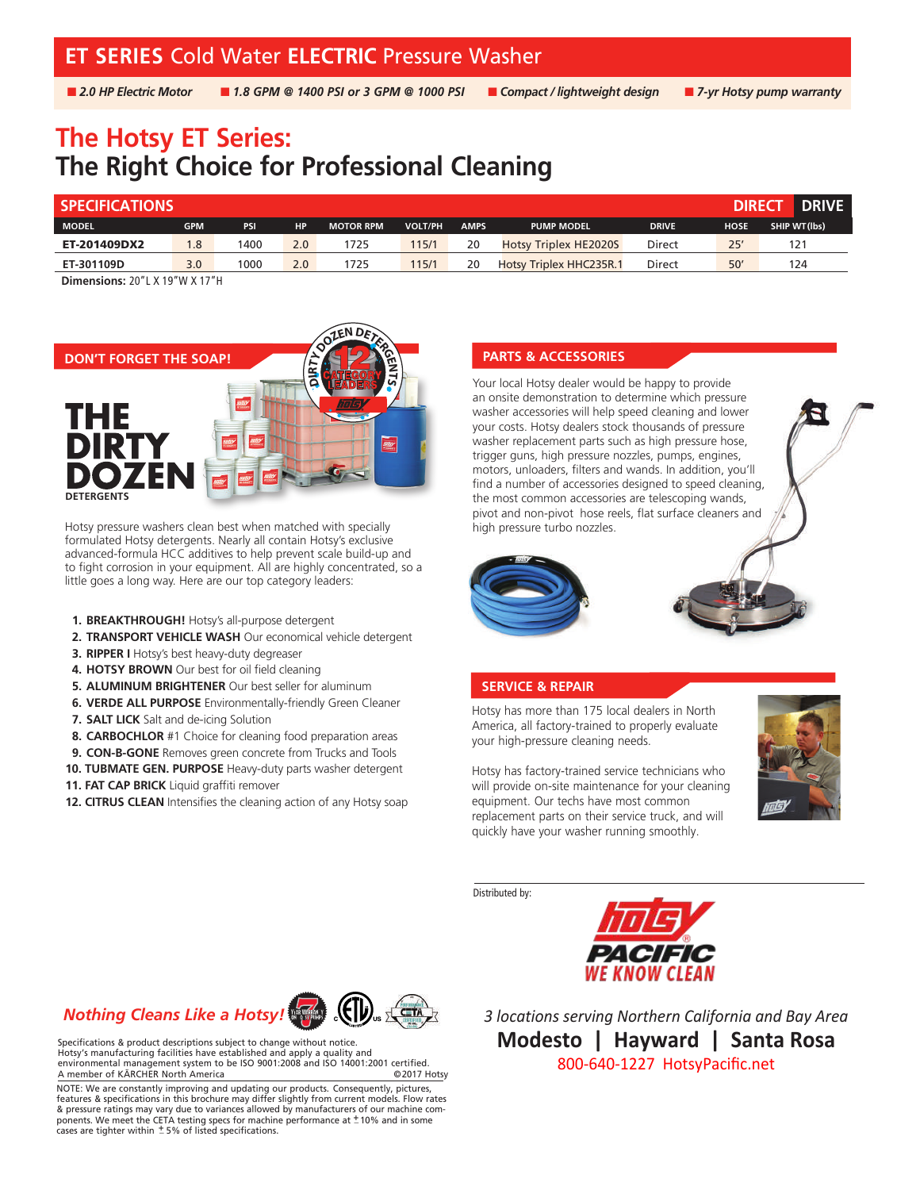# ET SERIES Cold Water ELECTRIC Pressure Washer

- 2.0 HP Electric Motor
- 1.8 GPM @ 1400 PSI or 3 GPM @ 1000 PSI
- Compact / lightweight design
- 7-yr Hotsy pump warranty

## The Hotsy ET Series:
## The Right Choice for Professional Cleaning

### SPECIFICATIONS — DIRECT DRIVE

| MODEL | GPM | PSI | HP | MOTOR RPM | VOLT/PH | AMPS | PUMP MODEL | DRIVE | HOSE | SHIP WT (lbs) |
|---|---|---|---|---|---|---|---|---|---|---|
| ET-201409DX2 | 1.8 | 1400 | 2.0 | 1725 | 115/1 | 20 | Hotsy Triplex HE2020S | Direct | 25' | 121 |
| ET-301109D | 3.0 | 1000 | 2.0 | 1725 | 115/1 | 20 | Hotsy Triplex HHC235R.1 | Direct | 50' | 124 |

**Dimensions:** 20"L X 19"W X 17"H

### DON'T FORGET THE SOAP!

**THE DIRTY DOZEN DETERGENTS**

Hotsy pressure washers clean best when matched with specially formulated Hotsy detergents. Nearly all contain Hotsy's exclusive advanced-formula HCC additives to help prevent scale build-up and to fight corrosion in your equipment. All are highly concentrated, so a little goes a long way. Here are our top category leaders:

1. **BREAKTHROUGH!** Hotsy's all-purpose detergent
2. **TRANSPORT VEHICLE WASH** Our economical vehicle detergent
3. **RIPPER I** Hotsy's best heavy-duty degreaser
4. **HOTSY BROWN** Our best for oil field cleaning
5. **ALUMINUM BRIGHTENER** Our best seller for aluminum
6. **VERDE ALL PURPOSE** Environmentally-friendly Green Cleaner
7. **SALT LICK** Salt and de-icing Solution
8. **CARBOCHLOR** #1 Choice for cleaning food preparation areas
9. **CON-B-GONE** Removes green concrete from Trucks and Tools
10. **TUBMATE GEN. PURPOSE** Heavy-duty parts washer detergent
11. **FAT CAP BRICK** Liquid graffiti remover
12. **CITRUS CLEAN** Intensifies the cleaning action of any Hotsy soap

### PARTS & ACCESSORIES

Your local Hotsy dealer would be happy to provide an onsite demonstration to determine which pressure washer accessories will help speed cleaning and lower your costs. Hotsy dealers stock thousands of pressure washer replacement parts such as high pressure hose, trigger guns, high pressure nozzles, pumps, engines, motors, unloaders, filters and wands. In addition, you'll find a number of accessories designed to speed cleaning, the most common accessories are telescoping wands, pivot and non-pivot hose reels, flat surface cleaners and high pressure turbo nozzles.

### SERVICE & REPAIR

Hotsy has more than 175 local dealers in North America, all factory-trained to properly evaluate your high-pressure cleaning needs.

Hotsy has factory-trained service technicians who will provide on-site maintenance for your cleaning equipment. Our techs have most common replacement parts on their service truck, and will quickly have your washer running smoothly.

Distributed by:

**Hotsy PACIFIC — WE KNOW CLEAN**

*3 locations serving Northern California and Bay Area*

**Modesto | Hayward | Santa Rosa**

800-640-1227 HotsyPacific.net

*Nothing Cleans Like a Hotsy!*

Specifications & product descriptions subject to change without notice.
Hotsy's manufacturing facilities have established and apply a quality and environmental management system to be ISO 9001:2008 and ISO 14001:2001 certified.
A member of KÄRCHER North America ©2017 Hotsy

NOTE: We are constantly improving and updating our products. Consequently, pictures, features & specifications in this brochure may differ slightly from current models. Flow rates & pressure ratings may vary due to variances allowed by manufacturers of our machine components. We meet the CETA testing specs for machine performance at ±10% and in some cases are tighter within ±5% of listed specifications.